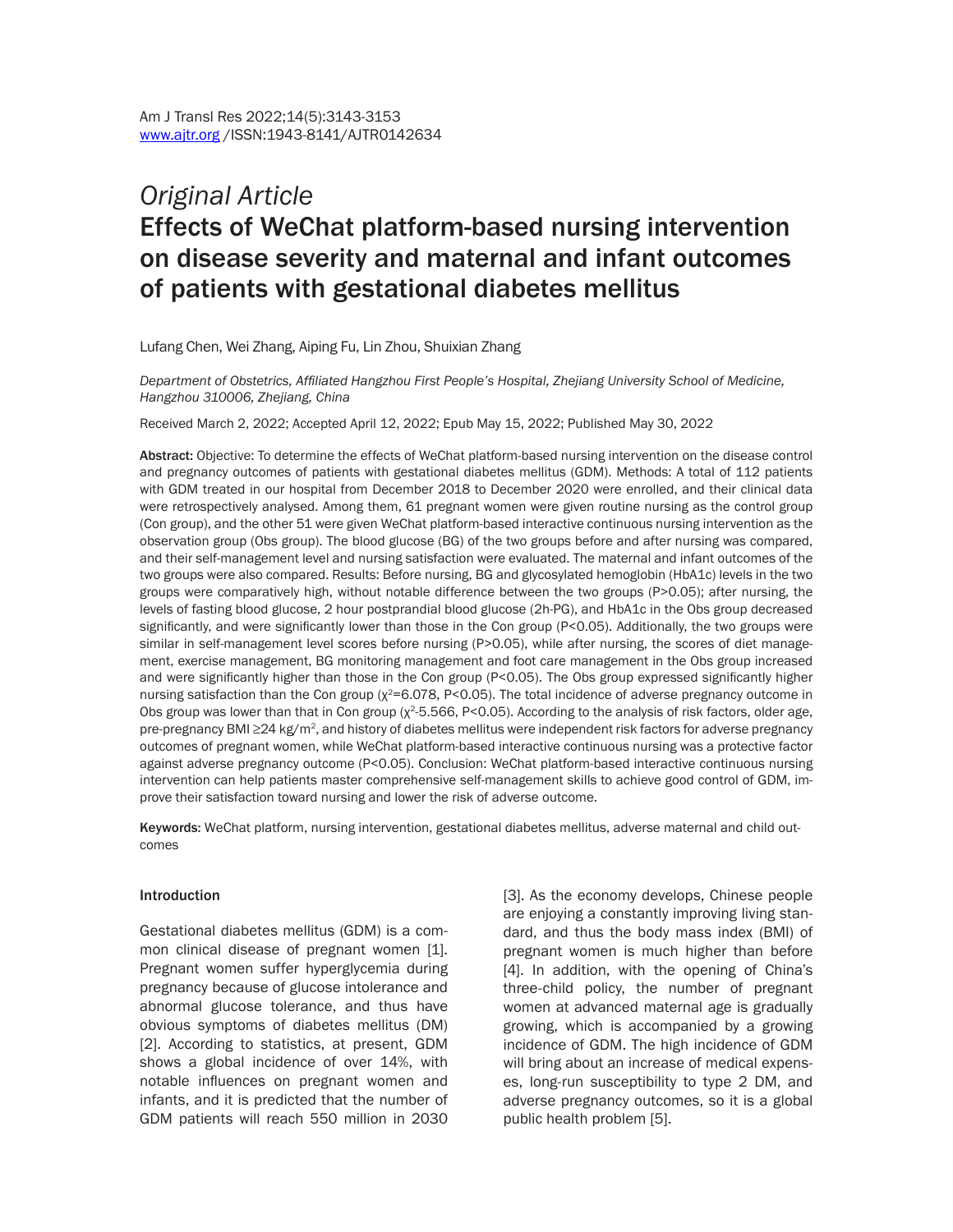*Original Article*

# Effects of WeChat platform-based nursing intervention on disease severity and maternal and infant outcomes of patients with gestational diabetes mellitus

Lufang Chen, Wei Zhang, Aiping Fu, Lin Zhou, Shuixian Zhang

*Department of Obstetrics, Affiliated Hangzhou First People's Hospital, Zhejiang University School of Medicine, Hangzhou 310006, Zhejiang, China*

Received March 2, 2022; Accepted April 12, 2022; Epub May 15, 2022; Published May 30, 2022

**Abstract:** Objective: To determine the effects of WeChat platform-based nursing intervention on the disease control and pregnancy outcomes of patients with gestational diabetes mellitus (GDM). Methods: A total of 112 patients with GDM treated in our hospital from December 2018 to December 2020 were enrolled, and their clinical data were retrospectively analysed. Among them, 61 pregnant women were given routine nursing as the control group (Con group), and the other 51 were given WeChat platform-based interactive continuous nursing intervention as the observation group (Obs group). The blood glucose (BG) of the two groups before and after nursing was compared, and their self-management level and nursing satisfaction were evaluated. The maternal and infant outcomes of the two groups were also compared. Results: Before nursing, BG and glycosylated hemoglobin (HbA1c) levels in the two groups were comparatively high, without notable difference between the two groups ($P>0.05$); after nursing, the levels of fasting blood glucose, 2 hour postprandial blood glucose (2h-PG), and HbA1c in the Obs group decreased significantly, and were significantly lower than those in the Con group ($P<0.05$). Additionally, the two groups were similar in self-management level scores before nursing ($P>0.05$), while after nursing, the scores of diet management, exercise management, BG monitoring management and foot care management in the Obs group increased and were significantly higher than those in the Con group ($P<0.05$). The Obs group expressed significantly higher nursing satisfaction than the Con group ($\chi^2=6.078$, $P<0.05$). The total incidence of adverse pregnancy outcome in Obs group was lower than that in Con group ($\chi^2$-5.566, $P<0.05$). According to the analysis of risk factors, older age, pre-pregnancy BMI ≥24 kg/m$^2$, and history of diabetes mellitus were independent risk factors for adverse pregnancy outcomes of pregnant women, while WeChat platform-based interactive continuous nursing was a protective factor against adverse pregnancy outcome ($P<0.05$). Conclusion: WeChat platform-based interactive continuous nursing intervention can help patients master comprehensive self-management skills to achieve good control of GDM, improve their satisfaction toward nursing and lower the risk of adverse outcome.

**Keywords:** WeChat platform, nursing intervention, gestational diabetes mellitus, adverse maternal and child outcomes

## Introduction

Gestational diabetes mellitus (GDM) is a common clinical disease of pregnant women [1]. Pregnant women suffer hyperglycemia during pregnancy because of glucose intolerance and abnormal glucose tolerance, and thus have obvious symptoms of diabetes mellitus (DM) [2]. According to statistics, at present, GDM shows a global incidence of over 14%, with notable influences on pregnant women and infants, and it is predicted that the number of GDM patients will reach 550 million in 2030 [3]. As the economy develops, Chinese people are enjoying a constantly improving living standard, and thus the body mass index (BMI) of pregnant women is much higher than before [4]. In addition, with the opening of China's three-child policy, the number of pregnant women at advanced maternal age is gradually growing, which is accompanied by a growing incidence of GDM. The high incidence of GDM will bring about an increase of medical expenses, long-run susceptibility to type 2 DM, and adverse pregnancy outcomes, so it is a global public health problem [5].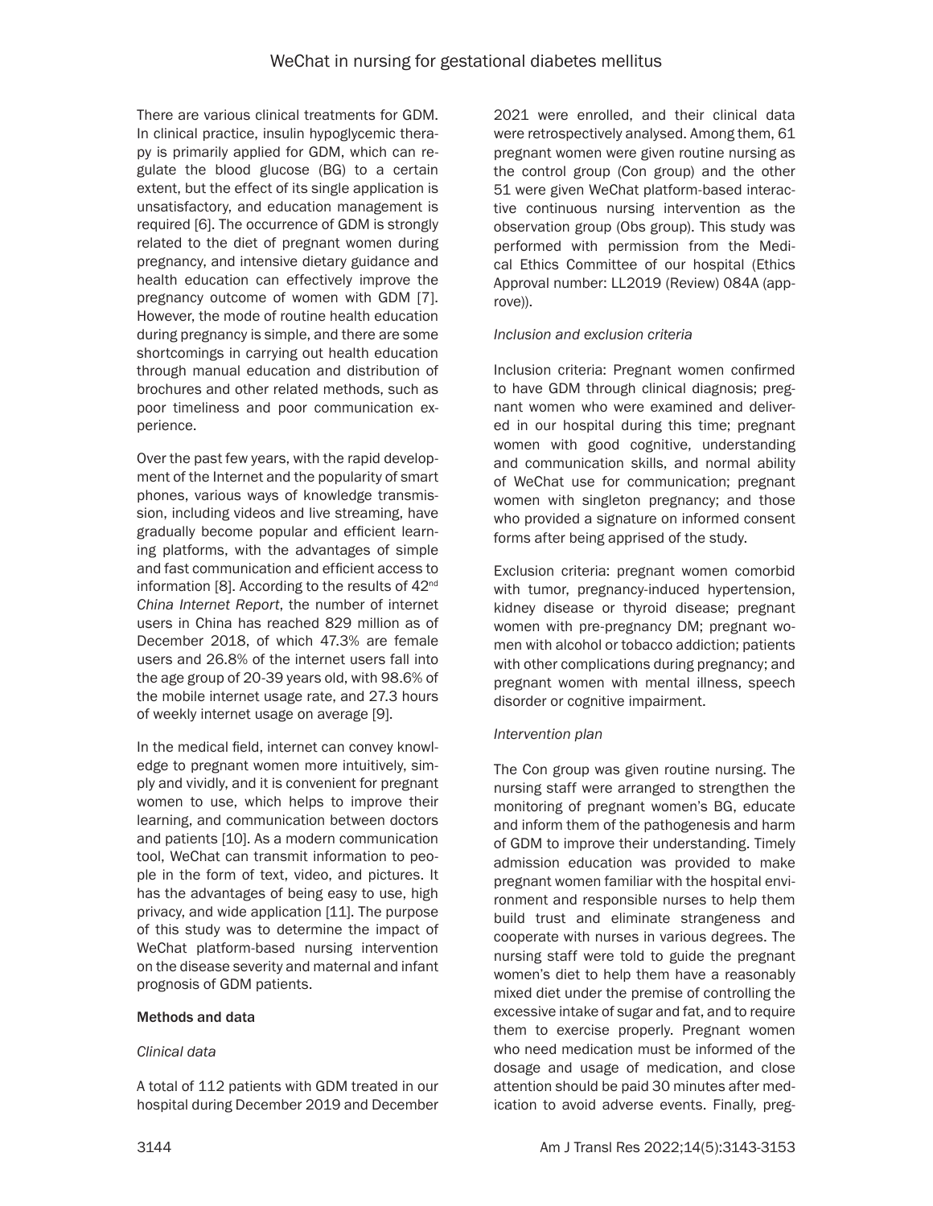There are various clinical treatments for GDM. In clinical practice, insulin hypoglycemic therapy is primarily applied for GDM, which can regulate the blood glucose (BG) to a certain extent, but the effect of its single application is unsatisfactory, and education management is required [6]. The occurrence of GDM is strongly related to the diet of pregnant women during pregnancy, and intensive dietary guidance and health education can effectively improve the pregnancy outcome of women with GDM [7]. However, the mode of routine health education during pregnancy is simple, and there are some shortcomings in carrying out health education through manual education and distribution of brochures and other related methods, such as poor timeliness and poor communication experience.

Over the past few years, with the rapid development of the Internet and the popularity of smart phones, various ways of knowledge transmission, including videos and live streaming, have gradually become popular and efficient learning platforms, with the advantages of simple and fast communication and efficient access to information [8]. According to the results of 42nd *China Internet Report*, the number of internet users in China has reached 829 million as of December 2018, of which 47.3% are female users and 26.8% of the internet users fall into the age group of 20-39 years old, with 98.6% of the mobile internet usage rate, and 27.3 hours of weekly internet usage on average [9].

In the medical field, internet can convey knowledge to pregnant women more intuitively, simply and vividly, and it is convenient for pregnant women to use, which helps to improve their learning, and communication between doctors and patients [10]. As a modern communication tool, WeChat can transmit information to people in the form of text, video, and pictures. It has the advantages of being easy to use, high privacy, and wide application [11]. The purpose of this study was to determine the impact of WeChat platform-based nursing intervention on the disease severity and maternal and infant prognosis of GDM patients.

## Methods and data

### *Clinical data*

A total of 112 patients with GDM treated in our hospital during December 2019 and December 2021 were enrolled, and their clinical data were retrospectively analysed. Among them, 61 pregnant women were given routine nursing as the control group (Con group) and the other 51 were given WeChat platform-based interactive continuous nursing intervention as the observation group (Obs group). This study was performed with permission from the Medical Ethics Committee of our hospital (Ethics Approval number: LL2019 (Review) 084A (approve)).

### *Inclusion and exclusion criteria*

Inclusion criteria: Pregnant women confirmed to have GDM through clinical diagnosis; pregnant women who were examined and delivered in our hospital during this time; pregnant women with good cognitive, understanding and communication skills, and normal ability of WeChat use for communication; pregnant women with singleton pregnancy; and those who provided a signature on informed consent forms after being apprised of the study.

Exclusion criteria: pregnant women comorbid with tumor, pregnancy-induced hypertension, kidney disease or thyroid disease; pregnant women with pre-pregnancy DM; pregnant women with alcohol or tobacco addiction; patients with other complications during pregnancy; and pregnant women with mental illness, speech disorder or cognitive impairment.

### *Intervention plan*

The Con group was given routine nursing. The nursing staff were arranged to strengthen the monitoring of pregnant women's BG, educate and inform them of the pathogenesis and harm of GDM to improve their understanding. Timely admission education was provided to make pregnant women familiar with the hospital environment and responsible nurses to help them build trust and eliminate strangeness and cooperate with nurses in various degrees. The nursing staff were told to guide the pregnant women's diet to help them have a reasonably mixed diet under the premise of controlling the excessive intake of sugar and fat, and to require them to exercise properly. Pregnant women who need medication must be informed of the dosage and usage of medication, and close attention should be paid 30 minutes after medication to avoid adverse events. Finally, preg-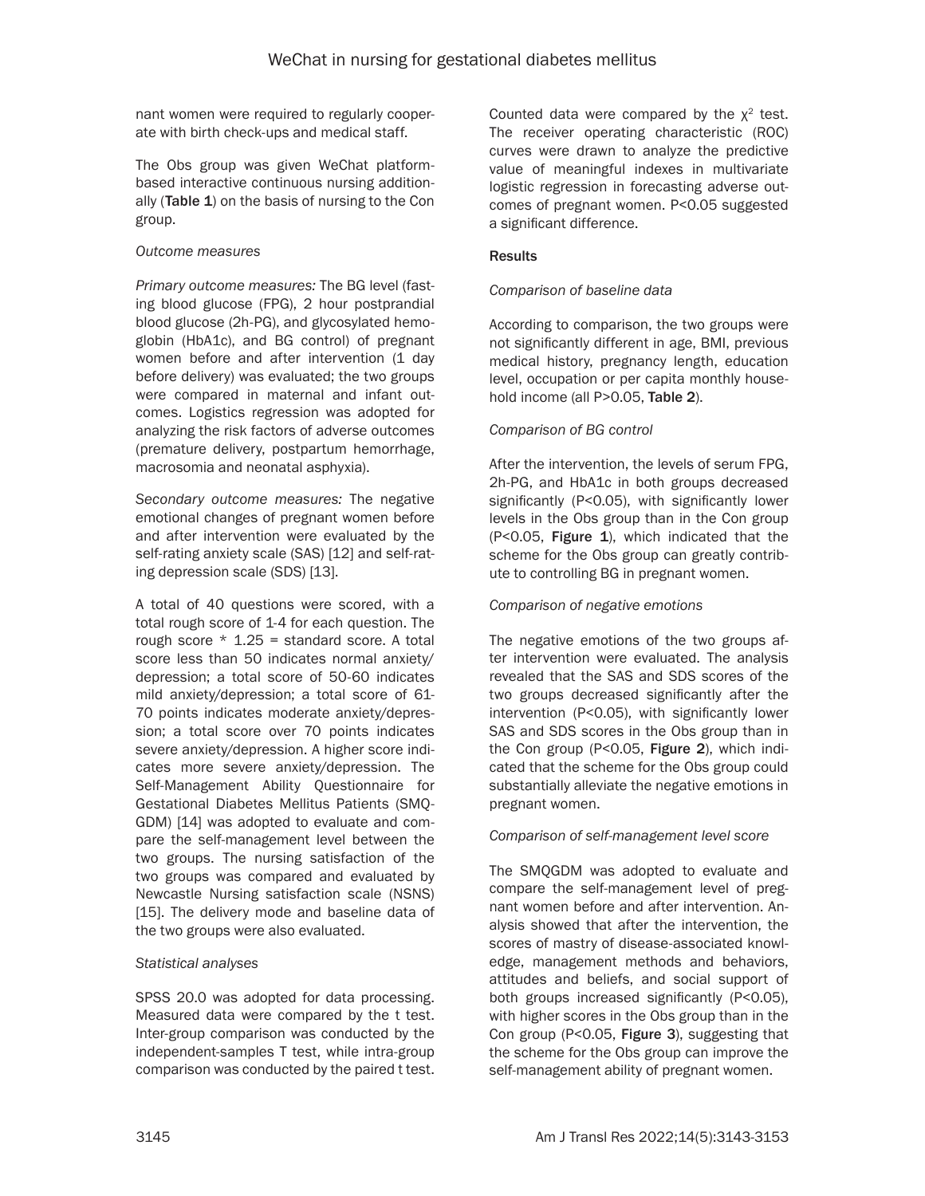nant women were required to regularly cooperate with birth check-ups and medical staff.

The Obs group was given WeChat platform-based interactive continuous nursing additionally (**Table 1**) on the basis of nursing to the Con group.

*Outcome measures*

*Primary outcome measures:* The BG level (fasting blood glucose (FPG), 2 hour postprandial blood glucose (2h-PG), and glycosylated hemoglobin (HbA1c), and BG control) of pregnant women before and after intervention (1 day before delivery) was evaluated; the two groups were compared in maternal and infant outcomes. Logistics regression was adopted for analyzing the risk factors of adverse outcomes (premature delivery, postpartum hemorrhage, macrosomia and neonatal asphyxia).

*Secondary outcome measures:* The negative emotional changes of pregnant women before and after intervention were evaluated by the self-rating anxiety scale (SAS) [12] and self-rating depression scale (SDS) [13].

A total of 40 questions were scored, with a total rough score of 1-4 for each question. The rough score * 1.25 = standard score. A total score less than 50 indicates normal anxiety/depression; a total score of 50-60 indicates mild anxiety/depression; a total score of 61-70 points indicates moderate anxiety/depression; a total score over 70 points indicates severe anxiety/depression. A higher score indicates more severe anxiety/depression. The Self-Management Ability Questionnaire for Gestational Diabetes Mellitus Patients (SMQ-GDM) [14] was adopted to evaluate and compare the self-management level between the two groups. The nursing satisfaction of the two groups was compared and evaluated by Newcastle Nursing satisfaction scale (NSNS) [15]. The delivery mode and baseline data of the two groups were also evaluated.

*Statistical analyses*

SPSS 20.0 was adopted for data processing. Measured data were compared by the t test. Inter-group comparison was conducted by the independent-samples T test, while intra-group comparison was conducted by the paired t test. Counted data were compared by the $\chi^2$ test. The receiver operating characteristic (ROC) curves were drawn to analyze the predictive value of meaningful indexes in multivariate logistic regression in forecasting adverse outcomes of pregnant women. $P<0.05$ suggested a significant difference.

## Results

*Comparison of baseline data*

According to comparison, the two groups were not significantly different in age, BMI, previous medical history, pregnancy length, education level, occupation or per capita monthly household income (all $P>0.05$, **Table 2**).

*Comparison of BG control*

After the intervention, the levels of serum FPG, 2h-PG, and HbA1c in both groups decreased significantly ($P<0.05$), with significantly lower levels in the Obs group than in the Con group ($P<0.05$, **Figure 1**), which indicated that the scheme for the Obs group can greatly contribute to controlling BG in pregnant women.

*Comparison of negative emotions*

The negative emotions of the two groups after intervention were evaluated. The analysis revealed that the SAS and SDS scores of the two groups decreased significantly after the intervention ($P<0.05$), with significantly lower SAS and SDS scores in the Obs group than in the Con group ($P<0.05$, **Figure 2**), which indicated that the scheme for the Obs group could substantially alleviate the negative emotions in pregnant women.

*Comparison of self-management level score*

The SMQGDM was adopted to evaluate and compare the self-management level of pregnant women before and after intervention. Analysis showed that after the intervention, the scores of mastry of disease-associated knowledge, management methods and behaviors, attitudes and beliefs, and social support of both groups increased significantly ($P<0.05$), with higher scores in the Obs group than in the Con group ($P<0.05$, **Figure 3**), suggesting that the scheme for the Obs group can improve the self-management ability of pregnant women.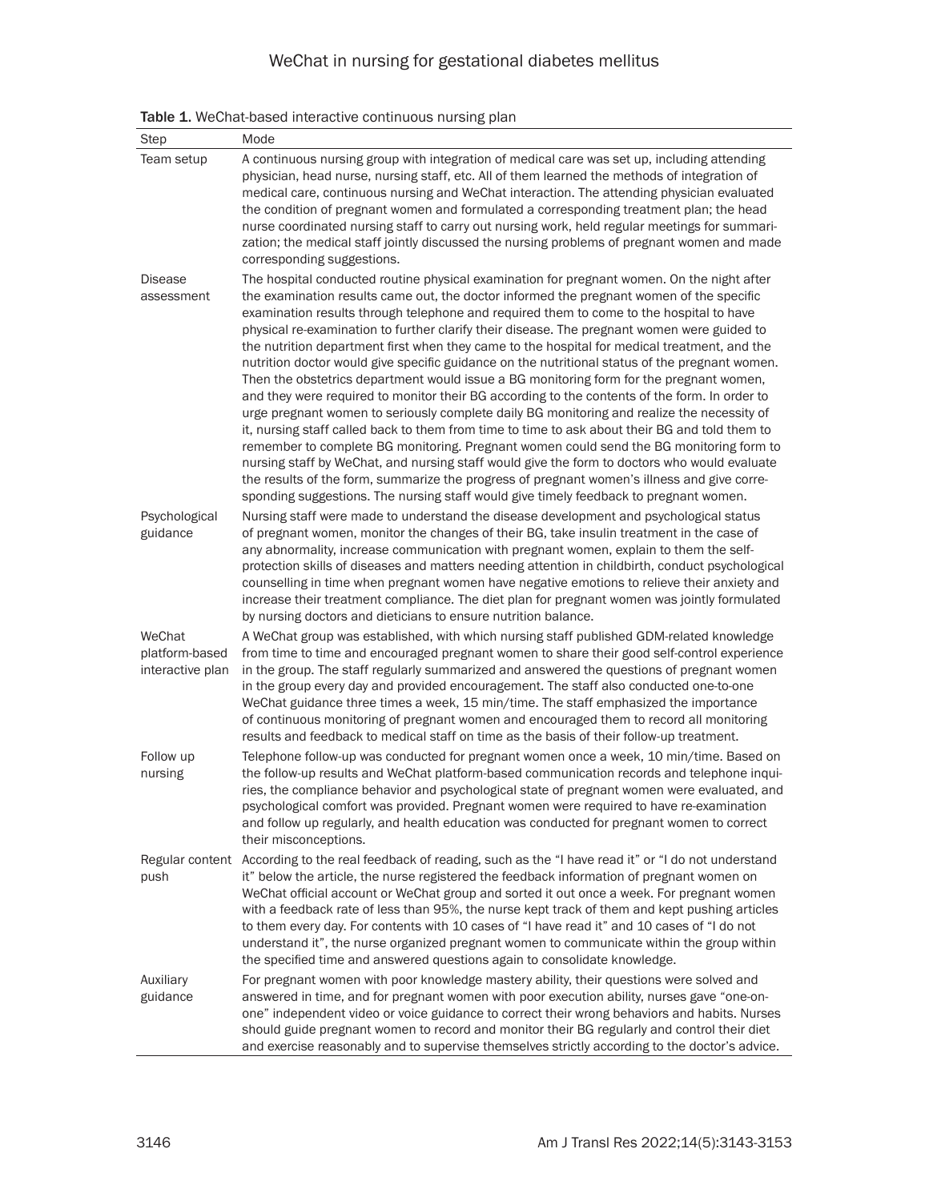**Table 1.** WeChat-based interactive continuous nursing plan

| Step | Mode |
|---|---|
| Team setup | A continuous nursing group with integration of medical care was set up, including attending physician, head nurse, nursing staff, etc. All of them learned the methods of integration of medical care, continuous nursing and WeChat interaction. The attending physician evaluated the condition of pregnant women and formulated a corresponding treatment plan; the head nurse coordinated nursing staff to carry out nursing work, held regular meetings for summarization; the medical staff jointly discussed the nursing problems of pregnant women and made corresponding suggestions. |
| Disease assessment | The hospital conducted routine physical examination for pregnant women. On the night after the examination results came out, the doctor informed the pregnant women of the specific examination results through telephone and required them to come to the hospital to have physical re-examination to further clarify their disease. The pregnant women were guided to the nutrition department first when they came to the hospital for medical treatment, and the nutrition doctor would give specific guidance on the nutritional status of the pregnant women. Then the obstetrics department would issue a BG monitoring form for the pregnant women, and they were required to monitor their BG according to the contents of the form. In order to urge pregnant women to seriously complete daily BG monitoring and realize the necessity of it, nursing staff called back to them from time to time to ask about their BG and told them to remember to complete BG monitoring. Pregnant women could send the BG monitoring form to nursing staff by WeChat, and nursing staff would give the form to doctors who would evaluate the results of the form, summarize the progress of pregnant women's illness and give corresponding suggestions. The nursing staff would give timely feedback to pregnant women. |
| Psychological guidance | Nursing staff were made to understand the disease development and psychological status of pregnant women, monitor the changes of their BG, take insulin treatment in the case of any abnormality, increase communication with pregnant women, explain to them the self-protection skills of diseases and matters needing attention in childbirth, conduct psychological counselling in time when pregnant women have negative emotions to relieve their anxiety and increase their treatment compliance. The diet plan for pregnant women was jointly formulated by nursing doctors and dieticians to ensure nutrition balance. |
| WeChat platform-based interactive plan | A WeChat group was established, with which nursing staff published GDM-related knowledge from time to time and encouraged pregnant women to share their good self-control experience in the group. The staff regularly summarized and answered the questions of pregnant women in the group every day and provided encouragement. The staff also conducted one-to-one WeChat guidance three times a week, 15 min/time. The staff emphasized the importance of continuous monitoring of pregnant women and encouraged them to record all monitoring results and feedback to medical staff on time as the basis of their follow-up treatment. |
| Follow up nursing | Telephone follow-up was conducted for pregnant women once a week, 10 min/time. Based on the follow-up results and WeChat platform-based communication records and telephone inquiries, the compliance behavior and psychological state of pregnant women were evaluated, and psychological comfort was provided. Pregnant women were required to have re-examination and follow up regularly, and health education was conducted for pregnant women to correct their misconceptions. |
| Regular content push | According to the real feedback of reading, such as the "I have read it" or "I do not understand it" below the article, the nurse registered the feedback information of pregnant women on WeChat official account or WeChat group and sorted it out once a week. For pregnant women with a feedback rate of less than 95%, the nurse kept track of them and kept pushing articles to them every day. For contents with 10 cases of "I have read it" and 10 cases of "I do not understand it", the nurse organized pregnant women to communicate within the group within the specified time and answered questions again to consolidate knowledge. |
| Auxiliary guidance | For pregnant women with poor knowledge mastery ability, their questions were solved and answered in time, and for pregnant women with poor execution ability, nurses gave "one-on-one" independent video or voice guidance to correct their wrong behaviors and habits. Nurses should guide pregnant women to record and monitor their BG regularly and control their diet and exercise reasonably and to supervise themselves strictly according to the doctor's advice. |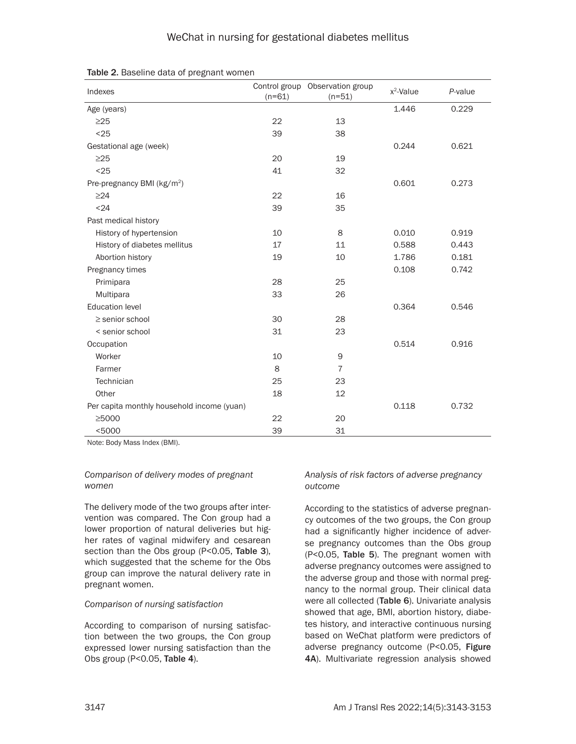**Table 2.** Baseline data of pregnant women

| Indexes | Control group (n=61) | Observation group (n=51) | $x^2$-Value | *P*-value |
|---|---|---|---|---|
| Age (years) | | | 1.446 | 0.229 |
| ≥25 | 22 | 13 | | |
| <25 | 39 | 38 | | |
| Gestational age (week) | | | 0.244 | 0.621 |
| ≥25 | 20 | 19 | | |
| <25 | 41 | 32 | | |
| Pre-pregnancy BMI (kg/m$^2$) | | | 0.601 | 0.273 |
| ≥24 | 22 | 16 | | |
| <24 | 39 | 35 | | |
| Past medical history | | | | |
| History of hypertension | 10 | 8 | 0.010 | 0.919 |
| History of diabetes mellitus | 17 | 11 | 0.588 | 0.443 |
| Abortion history | 19 | 10 | 1.786 | 0.181 |
| Pregnancy times | | | 0.108 | 0.742 |
| Primipara | 28 | 25 | | |
| Multipara | 33 | 26 | | |
| Education level | | | 0.364 | 0.546 |
| ≥ senior school | 30 | 28 | | |
| < senior school | 31 | 23 | | |
| Occupation | | | 0.514 | 0.916 |
| Worker | 10 | 9 | | |
| Farmer | 8 | 7 | | |
| Technician | 25 | 23 | | |
| Other | 18 | 12 | | |
| Per capita monthly household income (yuan) | | | 0.118 | 0.732 |
| ≥5000 | 22 | 20 | | |
| <5000 | 39 | 31 | | |

Note: Body Mass Index (BMI).

*Comparison of delivery modes of pregnant women*

The delivery mode of the two groups after intervention was compared. The Con group had a lower proportion of natural deliveries but higher rates of vaginal midwifery and cesarean section than the Obs group (P<0.05, **Table 3**), which suggested that the scheme for the Obs group can improve the natural delivery rate in pregnant women.

*Comparison of nursing satisfaction*

According to comparison of nursing satisfaction between the two groups, the Con group expressed lower nursing satisfaction than the Obs group (P<0.05, **Table 4**).

*Analysis of risk factors of adverse pregnancy outcome*

According to the statistics of adverse pregnancy outcomes of the two groups, the Con group had a significantly higher incidence of adverse pregnancy outcomes than the Obs group (P<0.05, **Table 5**). The pregnant women with adverse pregnancy outcomes were assigned to the adverse group and those with normal pregnancy to the normal group. Their clinical data were all collected (**Table 6**). Univariate analysis showed that age, BMI, abortion history, diabetes history, and interactive continuous nursing based on WeChat platform were predictors of adverse pregnancy outcome (P<0.05, **Figure 4A**). Multivariate regression analysis showed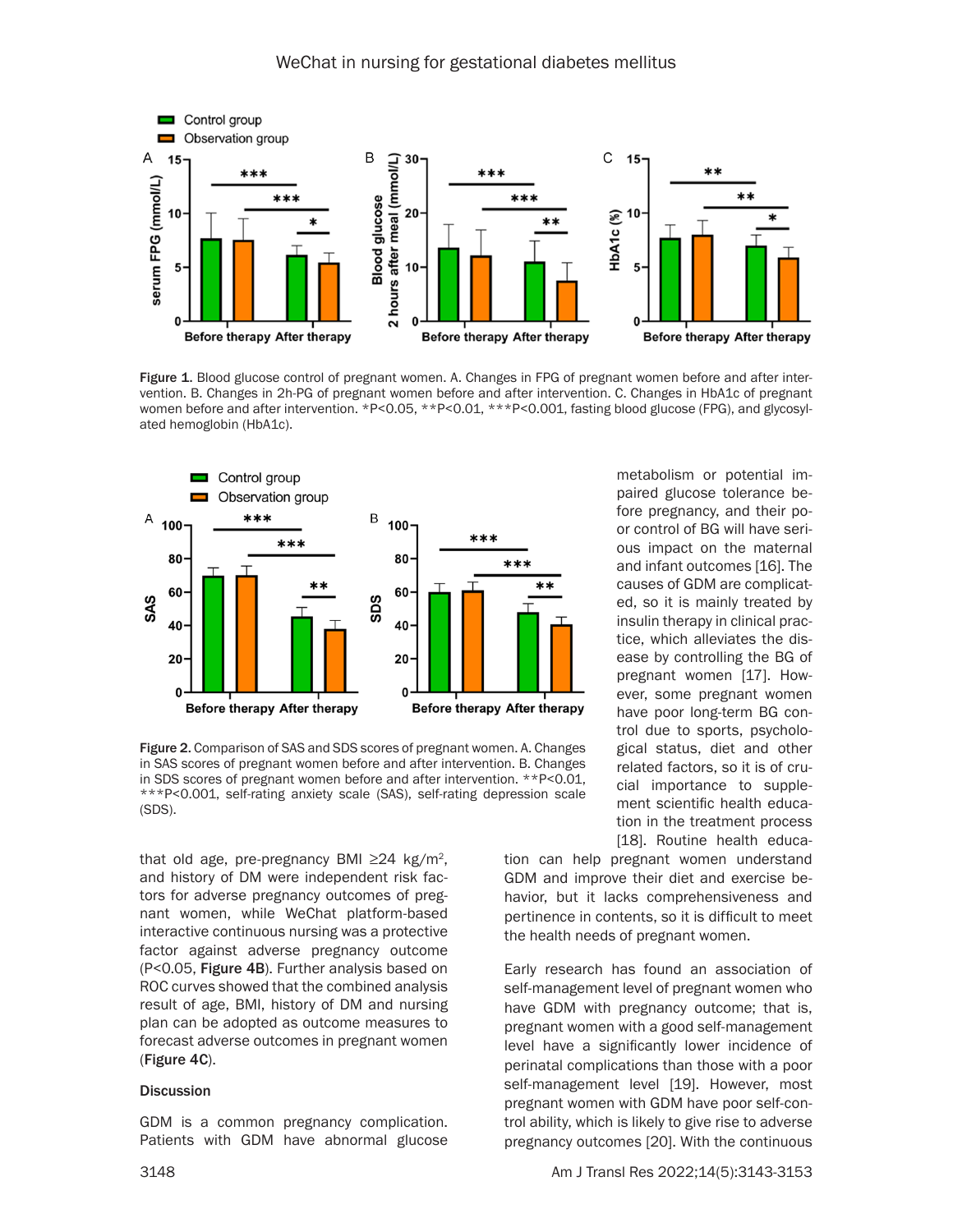Figure 1. Blood glucose control of pregnant women. A. Changes in FPG of pregnant women before and after intervention. B. Changes in 2h-PG of pregnant women before and after intervention. C. Changes in HbA1c of pregnant women before and after intervention. *P<0.05, **P<0.01, ***P<0.001, fasting blood glucose (FPG), and glycosylated hemoglobin (HbA1c).

Figure 2. Comparison of SAS and SDS scores of pregnant women. A. Changes in SAS scores of pregnant women before and after intervention. B. Changes in SDS scores of pregnant women before and after intervention. **P<0.01, ***P<0.001, self-rating anxiety scale (SAS), self-rating depression scale (SDS).

that old age, pre-pregnancy BMI ≥24 kg/m$^2$, and history of DM were independent risk factors for adverse pregnancy outcomes of pregnant women, while WeChat platform-based interactive continuous nursing was a protective factor against adverse pregnancy outcome (P<0.05, **Figure 4B**). Further analysis based on ROC curves showed that the combined analysis result of age, BMI, history of DM and nursing plan can be adopted as outcome measures to forecast adverse outcomes in pregnant women (**Figure 4C**).

## Discussion

GDM is a common pregnancy complication. Patients with GDM have abnormal glucose metabolism or potential impaired glucose tolerance before pregnancy, and their poor control of BG will have serious impact on the maternal and infant outcomes [16]. The causes of GDM are complicated, so it is mainly treated by insulin therapy in clinical practice, which alleviates the disease by controlling the BG of pregnant women [17]. However, some pregnant women have poor long-term BG control due to sports, psychological status, diet and other related factors, so it is of crucial importance to supplement scientific health education in the treatment process [18]. Routine health education can help pregnant women understand GDM and improve their diet and exercise behavior, but it lacks comprehensiveness and pertinence in contents, so it is difficult to meet the health needs of pregnant women.

Early research has found an association of self-management level of pregnant women who have GDM with pregnancy outcome; that is, pregnant women with a good self-management level have a significantly lower incidence of perinatal complications than those with a poor self-management level [19]. However, most pregnant women with GDM have poor self-control ability, which is likely to give rise to adverse pregnancy outcomes [20]. With the continuous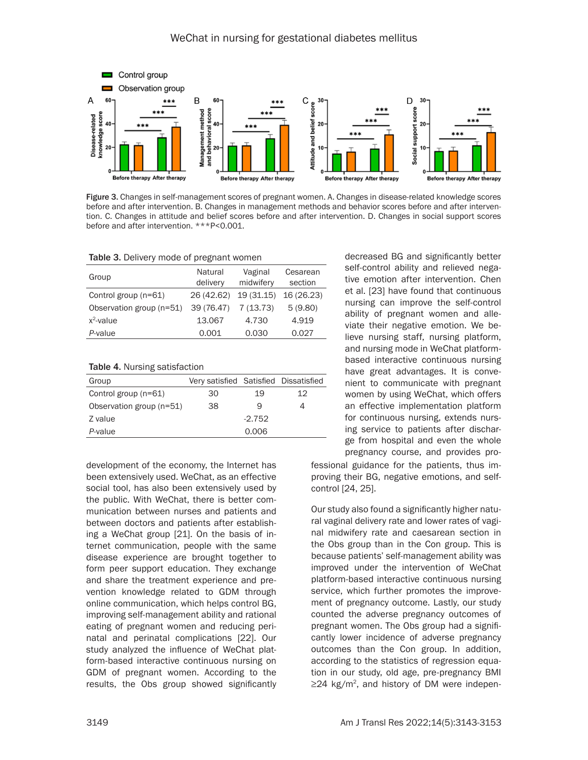Figure 3. Changes in self-management scores of pregnant women. A. Changes in disease-related knowledge scores before and after intervention. B. Changes in management methods and behavior scores before and after intervention. C. Changes in attitude and belief scores before and after intervention. D. Changes in social support scores before and after intervention. ***P<0.001.

Table 3. Delivery mode of pregnant women

| Group | Natural delivery | Vaginal midwifery | Cesarean section |
|---|---|---|---|
| Control group (n=61) | 26 (42.62) | 19 (31.15) | 16 (26.23) |
| Observation group (n=51) | 39 (76.47) | 7 (13.73) | 5 (9.80) |
| $x^2$-value | 13.067 | 4.730 | 4.919 |
| *P*-value | 0.001 | 0.030 | 0.027 |

Table 4. Nursing satisfaction

| Group | Very satisfied | Satisfied | Dissatisfied |
|---|---|---|---|
| Control group (n=61) | 30 | 19 | 12 |
| Observation group (n=51) | 38 | 9 | 4 |
| Z value | | -2.752 | |
| *P*-value | | 0.006 | |

development of the economy, the Internet has been extensively used. WeChat, as an effective social tool, has also been extensively used by the public. With WeChat, there is better communication between nurses and patients and between doctors and patients after establishing a WeChat group [21]. On the basis of internet communication, people with the same disease experience are brought together to form peer support education. They exchange and share the treatment experience and prevention knowledge related to GDM through online communication, which helps control BG, improving self-management ability and rational eating of pregnant women and reducing perinatal and perinatal complications [22]. Our study analyzed the influence of WeChat platform-based interactive continuous nursing on GDM of pregnant women. According to the results, the Obs group showed significantly decreased BG and significantly better self-control ability and relieved negative emotion after intervention. Chen et al. [23] have found that continuous nursing can improve the self-control ability of pregnant women and alleviate their negative emotion. We believe nursing staff, nursing platform, and nursing mode in WeChat platform-based interactive continuous nursing have great advantages. It is convenient to communicate with pregnant women by using WeChat, which offers an effective implementation platform for continuous nursing, extends nursing service to patients after discharge from hospital and even the whole pregnancy course, and provides professional guidance for the patients, thus improving their BG, negative emotions, and self-control [24, 25].

Our study also found a significantly higher natural vaginal delivery rate and lower rates of vaginal midwifery rate and caesarean section in the Obs group than in the Con group. This is because patients' self-management ability was improved under the intervention of WeChat platform-based interactive continuous nursing service, which further promotes the improvement of pregnancy outcome. Lastly, our study counted the adverse pregnancy outcomes of pregnant women. The Obs group had a significantly lower incidence of adverse pregnancy outcomes than the Con group. In addition, according to the statistics of regression equation in our study, old age, pre-pregnancy BMI ≥24 kg/m$^2$, and history of DM were indepen-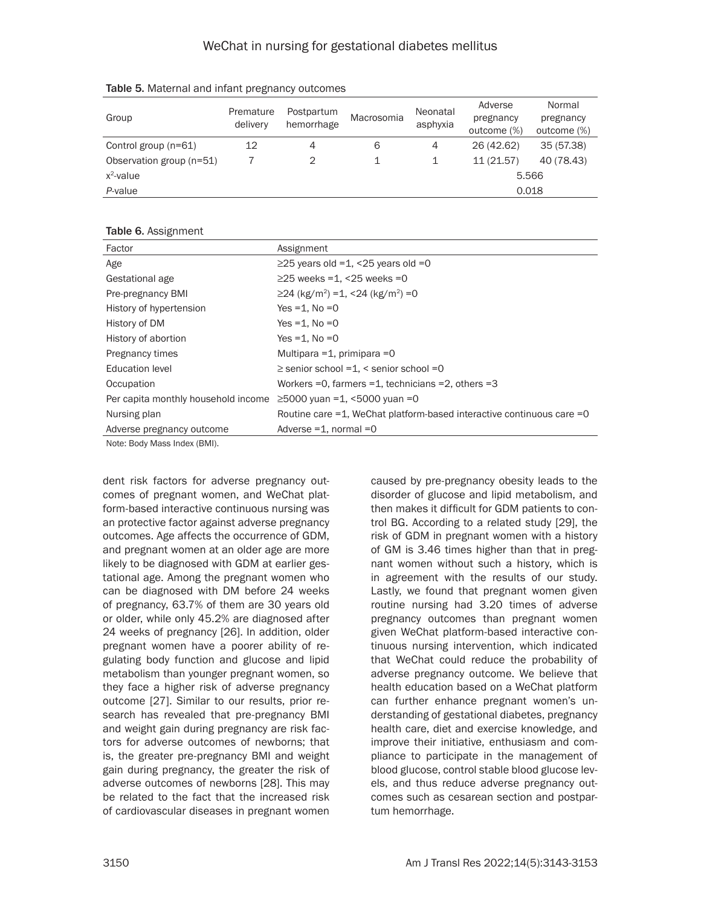**Table 5.** Maternal and infant pregnancy outcomes

| Group | Premature delivery | Postpartum hemorrhage | Macrosomia | Neonatal asphyxia | Adverse pregnancy outcome (%) | Normal pregnancy outcome (%) |
|---|---|---|---|---|---|---|
| Control group (n=61) | 12 | 4 | 6 | 4 | 26 (42.62) | 35 (57.38) |
| Observation group (n=51) | 7 | 2 | 1 | 1 | 11 (21.57) | 40 (78.43) |
| $x^2$-value | | | | | 5.566 | |
| *P*-value | | | | | 0.018 | |

**Table 6.** Assignment

| Factor | Assignment |
|---|---|
| Age | ≥25 years old =1, <25 years old =0 |
| Gestational age | ≥25 weeks =1, <25 weeks =0 |
| Pre-pregnancy BMI | ≥24 (kg/m$^2$) =1, <24 (kg/m$^2$) =0 |
| History of hypertension | Yes =1, No =0 |
| History of DM | Yes =1, No =0 |
| History of abortion | Yes =1, No =0 |
| Pregnancy times | Multipara =1, primipara =0 |
| Education level | ≥ senior school =1, < senior school =0 |
| Occupation | Workers =0, farmers =1, technicians =2, others =3 |
| Per capita monthly household income | ≥5000 yuan =1, <5000 yuan =0 |
| Nursing plan | Routine care =1, WeChat platform-based interactive continuous care =0 |
| Adverse pregnancy outcome | Adverse =1, normal =0 |

Note: Body Mass Index (BMI).

dent risk factors for adverse pregnancy outcomes of pregnant women, and WeChat platform-based interactive continuous nursing was an protective factor against adverse pregnancy outcomes. Age affects the occurrence of GDM, and pregnant women at an older age are more likely to be diagnosed with GDM at earlier gestational age. Among the pregnant women who can be diagnosed with DM before 24 weeks of pregnancy, 63.7% of them are 30 years old or older, while only 45.2% are diagnosed after 24 weeks of pregnancy [26]. In addition, older pregnant women have a poorer ability of regulating body function and glucose and lipid metabolism than younger pregnant women, so they face a higher risk of adverse pregnancy outcome [27]. Similar to our results, prior research has revealed that pre-pregnancy BMI and weight gain during pregnancy are risk factors for adverse outcomes of newborns; that is, the greater pre-pregnancy BMI and weight gain during pregnancy, the greater the risk of adverse outcomes of newborns [28]. This may be related to the fact that the increased risk of cardiovascular diseases in pregnant women caused by pre-pregnancy obesity leads to the disorder of glucose and lipid metabolism, and then makes it difficult for GDM patients to control BG. According to a related study [29], the risk of GDM in pregnant women with a history of GM is 3.46 times higher than that in pregnant women without such a history, which is in agreement with the results of our study. Lastly, we found that pregnant women given routine nursing had 3.20 times of adverse pregnancy outcomes than pregnant women given WeChat platform-based interactive continuous nursing intervention, which indicated that WeChat could reduce the probability of adverse pregnancy outcome. We believe that health education based on a WeChat platform can further enhance pregnant women's understanding of gestational diabetes, pregnancy health care, diet and exercise knowledge, and improve their initiative, enthusiasm and compliance to participate in the management of blood glucose, control stable blood glucose levels, and thus reduce adverse pregnancy outcomes such as cesarean section and postpartum hemorrhage.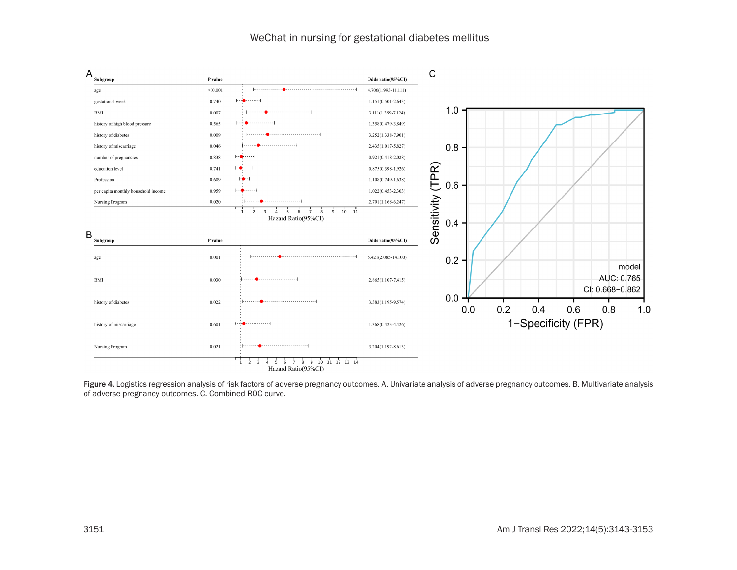**A**

| Subgroup | P value | Odds ratio(95%CI) |
|---|---|---|
| age | < 0.001 | 4.706(1.993-11.111) |
| gestational week | 0.740 | 1.151(0.501-2.643) |
| BMI | 0.007 | 3.111(1.359-7.124) |
| history of high blood pressure | 0.565 | 1.358(0.479-3.849) |
| history of diabetes | 0.009 | 3.252(1.338-7.901) |
| history of miscarriage | 0.046 | 2.435(1.017-5.827) |
| number of pregnancies | 0.838 | 0.921(0.418-2.028) |
| education level | 0.741 | 0.875(0.398-1.926) |
| Profession | 0.609 | 1.108(0.749-1.638) |
| per capita monthly household income | 0.959 | 1.022(0.453-2.303) |
| Nursing Program | 0.020 | 2.701(1.168-6.247) |

Hazard Ratio(95%CI)

**B**

| Subgroup | P value | Odds ratio(95%CI) |
|---|---|---|
| age | 0.001 | 5.421(2.085-14.100) |
| BMI | 0.030 | 2.865(1.107-7.415) |
| history of diabetes | 0.022 | 3.383(1.195-9.574) |
| history of miscarriage | 0.601 | 1.368(0.423-4.426) |
| Nursing Program | 0.021 | 3.204(1.192-8.613) |

Hazard Ratio(95%CI)

**C**

model
AUC: 0.765
CI: 0.668−0.862

Sensitivity (TPR) vs. 1−Specificity (FPR)

**Figure 4.** Logistics regression analysis of risk factors of adverse pregnancy outcomes. A. Univariate analysis of adverse pregnancy outcomes. B. Multivariate analysis of adverse pregnancy outcomes. C. Combined ROC curve.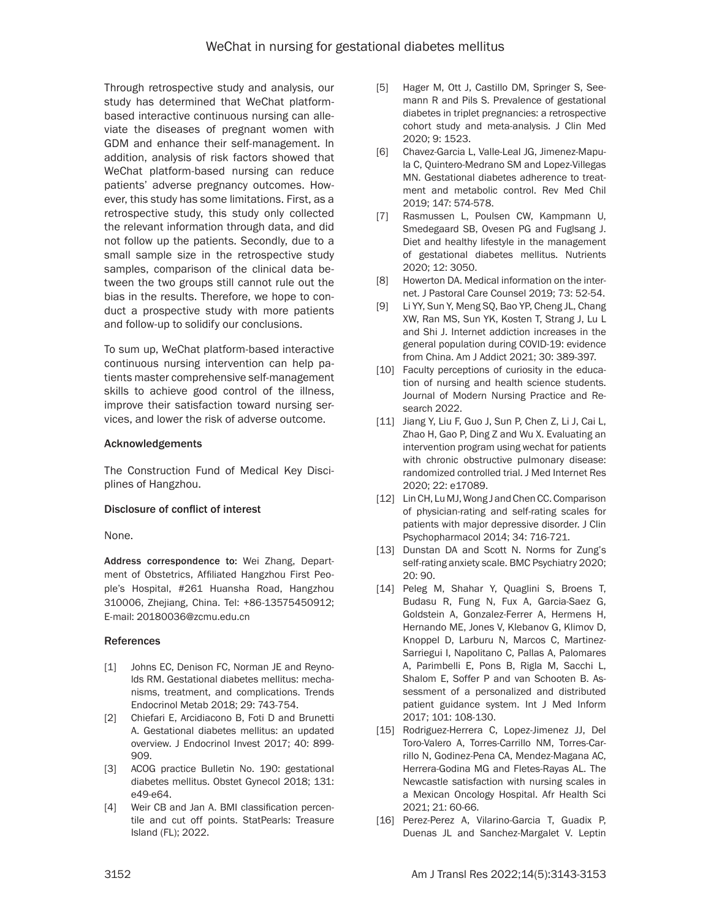Through retrospective study and analysis, our study has determined that WeChat platform-based interactive continuous nursing can alleviate the diseases of pregnant women with GDM and enhance their self-management. In addition, analysis of risk factors showed that WeChat platform-based nursing can reduce patients' adverse pregnancy outcomes. However, this study has some limitations. First, as a retrospective study, this study only collected the relevant information through data, and did not follow up the patients. Secondly, due to a small sample size in the retrospective study samples, comparison of the clinical data between the two groups still cannot rule out the bias in the results. Therefore, we hope to conduct a prospective study with more patients and follow-up to solidify our conclusions.

To sum up, WeChat platform-based interactive continuous nursing intervention can help patients master comprehensive self-management skills to achieve good control of the illness, improve their satisfaction toward nursing services, and lower the risk of adverse outcome.

### Acknowledgements

The Construction Fund of Medical Key Disciplines of Hangzhou.

### Disclosure of conflict of interest

None.

**Address correspondence to:** Wei Zhang, Department of Obstetrics, Affiliated Hangzhou First People's Hospital, #261 Huansha Road, Hangzhou 310006, Zhejiang, China. Tel: +86-13575450912; E-mail: 20180036@zcmu.edu.cn

### References

[1] Johns EC, Denison FC, Norman JE and Reynolds RM. Gestational diabetes mellitus: mechanisms, treatment, and complications. Trends Endocrinol Metab 2018; 29: 743-754.

[2] Chiefari E, Arcidiacono B, Foti D and Brunetti A. Gestational diabetes mellitus: an updated overview. J Endocrinol Invest 2017; 40: 899-909.

[3] ACOG practice Bulletin No. 190: gestational diabetes mellitus. Obstet Gynecol 2018; 131: e49-e64.

[4] Weir CB and Jan A. BMI classification percentile and cut off points. StatPearls: Treasure Island (FL); 2022.

[5] Hager M, Ott J, Castillo DM, Springer S, Seemann R and Pils S. Prevalence of gestational diabetes in triplet pregnancies: a retrospective cohort study and meta-analysis. J Clin Med 2020; 9: 1523.

[6] Chavez-Garcia L, Valle-Leal JG, Jimenez-Mapula C, Quintero-Medrano SM and Lopez-Villegas MN. Gestational diabetes adherence to treatment and metabolic control. Rev Med Chil 2019; 147: 574-578.

[7] Rasmussen L, Poulsen CW, Kampmann U, Smedegaard SB, Ovesen PG and Fuglsang J. Diet and healthy lifestyle in the management of gestational diabetes mellitus. Nutrients 2020; 12: 3050.

[8] Howerton DA. Medical information on the internet. J Pastoral Care Counsel 2019; 73: 52-54.

[9] Li YY, Sun Y, Meng SQ, Bao YP, Cheng JL, Chang XW, Ran MS, Sun YK, Kosten T, Strang J, Lu L and Shi J. Internet addiction increases in the general population during COVID-19: evidence from China. Am J Addict 2021; 30: 389-397.

[10] Faculty perceptions of curiosity in the education of nursing and health science students. Journal of Modern Nursing Practice and Research 2022.

[11] Jiang Y, Liu F, Guo J, Sun P, Chen Z, Li J, Cai L, Zhao H, Gao P, Ding Z and Wu X. Evaluating an intervention program using wechat for patients with chronic obstructive pulmonary disease: randomized controlled trial. J Med Internet Res 2020; 22: e17089.

[12] Lin CH, Lu MJ, Wong J and Chen CC. Comparison of physician-rating and self-rating scales for patients with major depressive disorder. J Clin Psychopharmacol 2014; 34: 716-721.

[13] Dunstan DA and Scott N. Norms for Zung's self-rating anxiety scale. BMC Psychiatry 2020; 20: 90.

[14] Peleg M, Shahar Y, Quaglini S, Broens T, Budasu R, Fung N, Fux A, Garcia-Saez G, Goldstein A, Gonzalez-Ferrer A, Hermens H, Hernando ME, Jones V, Klebanov G, Klimov D, Knoppel D, Larburu N, Marcos C, Martinez-Sarriegui I, Napolitano C, Pallas A, Palomares A, Parimbelli E, Pons B, Rigla M, Sacchi L, Shalom E, Soffer P and van Schooten B. Assessment of a personalized and distributed patient guidance system. Int J Med Inform 2017; 101: 108-130.

[15] Rodriguez-Herrera C, Lopez-Jimenez JJ, Del Toro-Valero A, Torres-Carrillo NM, Torres-Carrillo N, Godinez-Pena CA, Mendez-Magana AC, Herrera-Godina MG and Fletes-Rayas AL. The Newcastle satisfaction with nursing scales in a Mexican Oncology Hospital. Afr Health Sci 2021; 21: 60-66.

[16] Perez-Perez A, Vilarino-Garcia T, Guadix P, Duenas JL and Sanchez-Margalet V. Leptin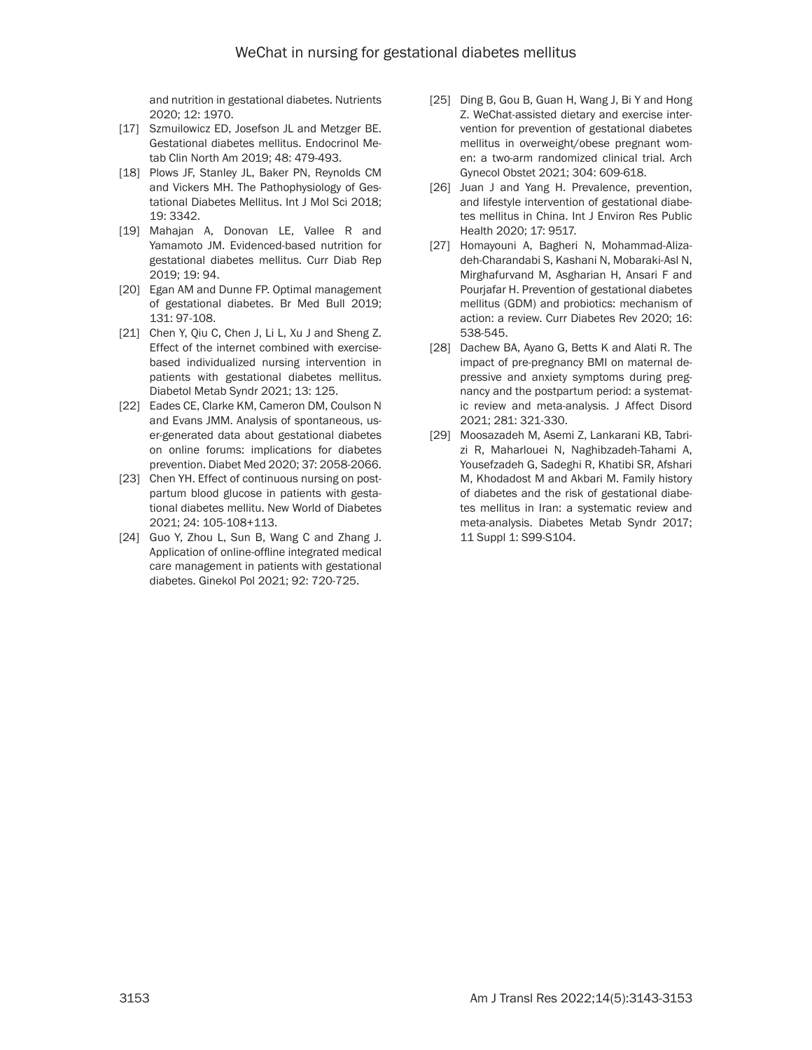and nutrition in gestational diabetes. Nutrients 2020; 12: 1970.

[17] Szmuilowicz ED, Josefson JL and Metzger BE. Gestational diabetes mellitus. Endocrinol Metab Clin North Am 2019; 48: 479-493.

[18] Plows JF, Stanley JL, Baker PN, Reynolds CM and Vickers MH. The Pathophysiology of Gestational Diabetes Mellitus. Int J Mol Sci 2018; 19: 3342.

[19] Mahajan A, Donovan LE, Vallee R and Yamamoto JM. Evidenced-based nutrition for gestational diabetes mellitus. Curr Diab Rep 2019; 19: 94.

[20] Egan AM and Dunne FP. Optimal management of gestational diabetes. Br Med Bull 2019; 131: 97-108.

[21] Chen Y, Qiu C, Chen J, Li L, Xu J and Sheng Z. Effect of the internet combined with exercise-based individualized nursing intervention in patients with gestational diabetes mellitus. Diabetol Metab Syndr 2021; 13: 125.

[22] Eades CE, Clarke KM, Cameron DM, Coulson N and Evans JMM. Analysis of spontaneous, user-generated data about gestational diabetes on online forums: implications for diabetes prevention. Diabet Med 2020; 37: 2058-2066.

[23] Chen YH. Effect of continuous nursing on postpartum blood glucose in patients with gestational diabetes mellitu. New World of Diabetes 2021; 24: 105-108+113.

[24] Guo Y, Zhou L, Sun B, Wang C and Zhang J. Application of online-offline integrated medical care management in patients with gestational diabetes. Ginekol Pol 2021; 92: 720-725.

[25] Ding B, Gou B, Guan H, Wang J, Bi Y and Hong Z. WeChat-assisted dietary and exercise intervention for prevention of gestational diabetes mellitus in overweight/obese pregnant women: a two-arm randomized clinical trial. Arch Gynecol Obstet 2021; 304: 609-618.

[26] Juan J and Yang H. Prevalence, prevention, and lifestyle intervention of gestational diabetes mellitus in China. Int J Environ Res Public Health 2020; 17: 9517.

[27] Homayouni A, Bagheri N, Mohammad-Alizadeh-Charandabi S, Kashani N, Mobaraki-Asl N, Mirghafurvand M, Asgharian H, Ansari F and Pourjafar H. Prevention of gestational diabetes mellitus (GDM) and probiotics: mechanism of action: a review. Curr Diabetes Rev 2020; 16: 538-545.

[28] Dachew BA, Ayano G, Betts K and Alati R. The impact of pre-pregnancy BMI on maternal depressive and anxiety symptoms during pregnancy and the postpartum period: a systematic review and meta-analysis. J Affect Disord 2021; 281: 321-330.

[29] Moosazadeh M, Asemi Z, Lankarani KB, Tabrizi R, Maharlouei N, Naghibzadeh-Tahami A, Yousefzadeh G, Sadeghi R, Khatibi SR, Afshari M, Khodadost M and Akbari M. Family history of diabetes and the risk of gestational diabetes mellitus in Iran: a systematic review and meta-analysis. Diabetes Metab Syndr 2017; 11 Suppl 1: S99-S104.